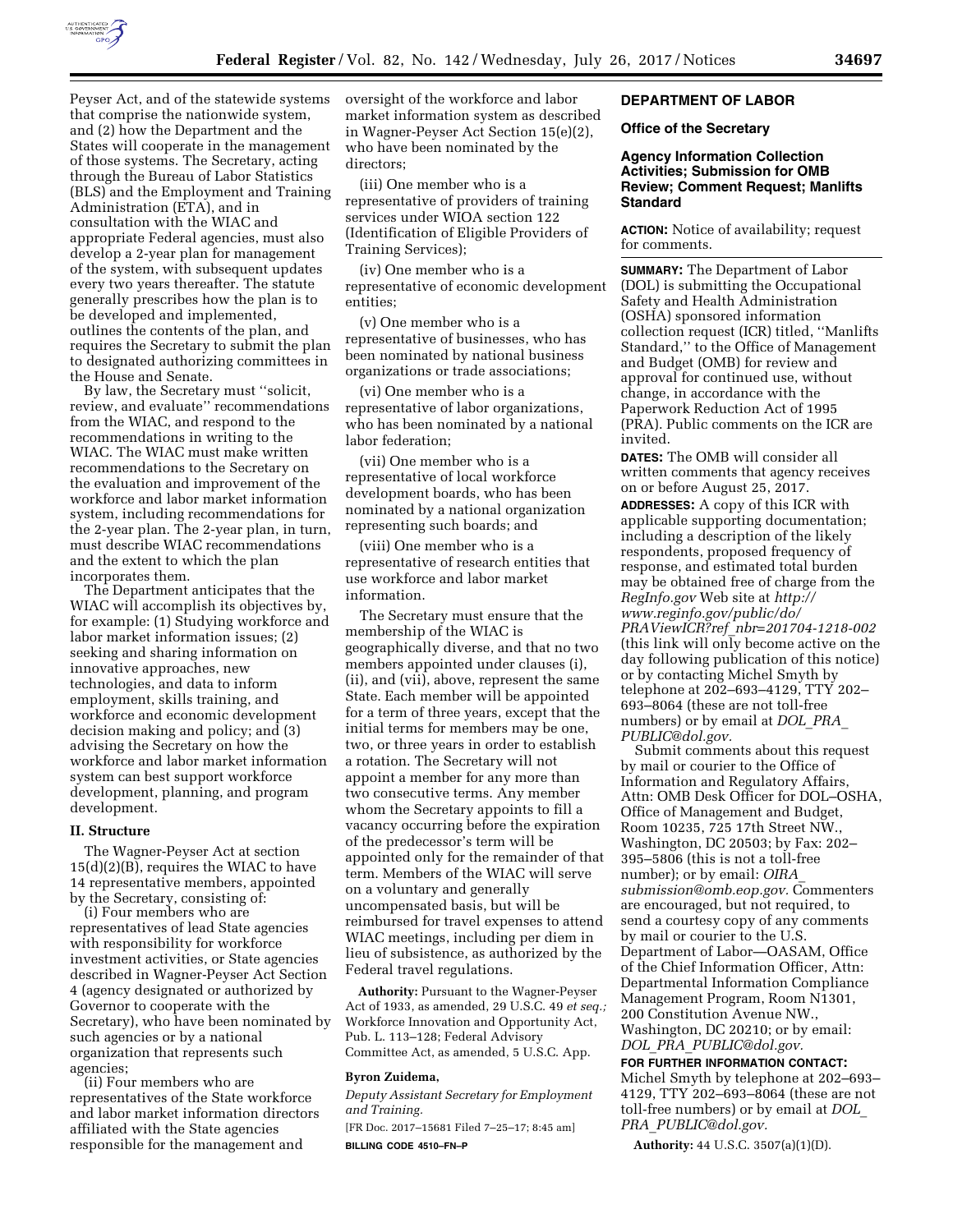Peyser Act, and of the statewide systems that comprise the nationwide system, and (2) how the Department and the States will cooperate in the management of those systems. The Secretary, acting through the Bureau of Labor Statistics (BLS) and the Employment and Training Administration (ETA), and in consultation with the WIAC and appropriate Federal agencies, must also develop a 2-year plan for management of the system, with subsequent updates every two years thereafter. The statute generally prescribes how the plan is to be developed and implemented, outlines the contents of the plan, and requires the Secretary to submit the plan to designated authorizing committees in the House and Senate.

By law, the Secretary must ''solicit, review, and evaluate'' recommendations from the WIAC, and respond to the recommendations in writing to the WIAC. The WIAC must make written recommendations to the Secretary on the evaluation and improvement of the workforce and labor market information system, including recommendations for the 2-year plan. The 2-year plan, in turn, must describe WIAC recommendations and the extent to which the plan incorporates them.

The Department anticipates that the WIAC will accomplish its objectives by, for example: (1) Studying workforce and labor market information issues; (2) seeking and sharing information on innovative approaches, new technologies, and data to inform employment, skills training, and workforce and economic development decision making and policy; and (3) advising the Secretary on how the workforce and labor market information system can best support workforce development, planning, and program development.

## II. Structure

The Wagner-Peyser Act at section 15(d)(2)(B), requires the WIAC to have 14 representative members, appointed by the Secretary, consisting of:

(i) Four members who are representatives of lead State agencies with responsibility for workforce investment activities, or State agencies described in Wagner-Peyser Act Section 4 (agency designated or authorized by Governor to cooperate with the Secretary), who have been nominated by such agencies or by a national organization that represents such agencies;

(ii) Four members who are representatives of the State workforce and labor market information directors affiliated with the State agencies responsible for the management and oversight of the workforce and labor market information system as described in Wagner-Peyser Act Section 15(e)(2), who have been nominated by the directors;

(iii) One member who is a representative of providers of training services under WIOA section 122 (Identification of Eligible Providers of Training Services);

(iv) One member who is a representative of economic development entities;

(v) One member who is a representative of businesses, who has been nominated by national business organizations or trade associations;

(vi) One member who is a representative of labor organizations, who has been nominated by a national labor federation;

(vii) One member who is a representative of local workforce development boards, who has been nominated by a national organization representing such boards; and

(viii) One member who is a representative of research entities that use workforce and labor market information.

The Secretary must ensure that the membership of the WIAC is geographically diverse, and that no two members appointed under clauses (i), (ii), and (vii), above, represent the same State. Each member will be appointed for a term of three years, except that the initial terms for members may be one, two, or three years in order to establish a rotation. The Secretary will not appoint a member for any more than two consecutive terms. Any member whom the Secretary appoints to fill a vacancy occurring before the expiration of the predecessor's term will be appointed only for the remainder of that term. Members of the WIAC will serve on a voluntary and generally uncompensated basis, but will be reimbursed for travel expenses to attend WIAC meetings, including per diem in lieu of subsistence, as authorized by the Federal travel regulations.

**Authority:** Pursuant to the Wagner-Peyser Act of 1933, as amended, 29 U.S.C. 49 *et seq.;* Workforce Innovation and Opportunity Act, Pub. L. 113–128; Federal Advisory Committee Act, as amended, 5 U.S.C. App.

**Byron Zuidema,**

*Deputy Assistant Secretary for Employment and Training.*

[FR Doc. 2017–15681 Filed 7–25–17; 8:45 am]

**BILLING CODE 4510–FN–P**

## DEPARTMENT OF LABOR

### Office of the Secretary

### Agency Information Collection Activities; Submission for OMB Review; Comment Request; Manlifts Standard

**ACTION:** Notice of availability; request for comments.

**SUMMARY:** The Department of Labor (DOL) is submitting the Occupational Safety and Health Administration (OSHA) sponsored information collection request (ICR) titled, ''Manlifts Standard,'' to the Office of Management and Budget (OMB) for review and approval for continued use, without change, in accordance with the Paperwork Reduction Act of 1995 (PRA). Public comments on the ICR are invited.

**DATES:** The OMB will consider all written comments that agency receives on or before August 25, 2017.

**ADDRESSES:** A copy of this ICR with applicable supporting documentation; including a description of the likely respondents, proposed frequency of response, and estimated total burden may be obtained free of charge from the *RegInfo.gov* Web site at *http://www.reginfo.gov/public/do/PRAViewICR?ref_nbr=201704-1218-002* (this link will only become active on the day following publication of this notice) or by contacting Michel Smyth by telephone at 202–693–4129, TTY 202–693–8064 (these are not toll-free numbers) or by email at *DOL_PRA_PUBLIC@dol.gov.*

Submit comments about this request by mail or courier to the Office of Information and Regulatory Affairs, Attn: OMB Desk Officer for DOL–OSHA, Office of Management and Budget, Room 10235, 725 17th Street NW., Washington, DC 20503; by Fax: 202–395–5806 (this is not a toll-free number); or by email: *OIRA_submission@omb.eop.gov.* Commenters are encouraged, but not required, to send a courtesy copy of any comments by mail or courier to the U.S. Department of Labor—OASAM, Office of the Chief Information Officer, Attn: Departmental Information Compliance Management Program, Room N1301, 200 Constitution Avenue NW., Washington, DC 20210; or by email: *DOL_PRA_PUBLIC@dol.gov.*

**FOR FURTHER INFORMATION CONTACT:** Michel Smyth by telephone at 202–693–4129, TTY 202–693–8064 (these are not toll-free numbers) or by email at *DOL_PRA_PUBLIC@dol.gov.*

**Authority:** 44 U.S.C. 3507(a)(1)(D).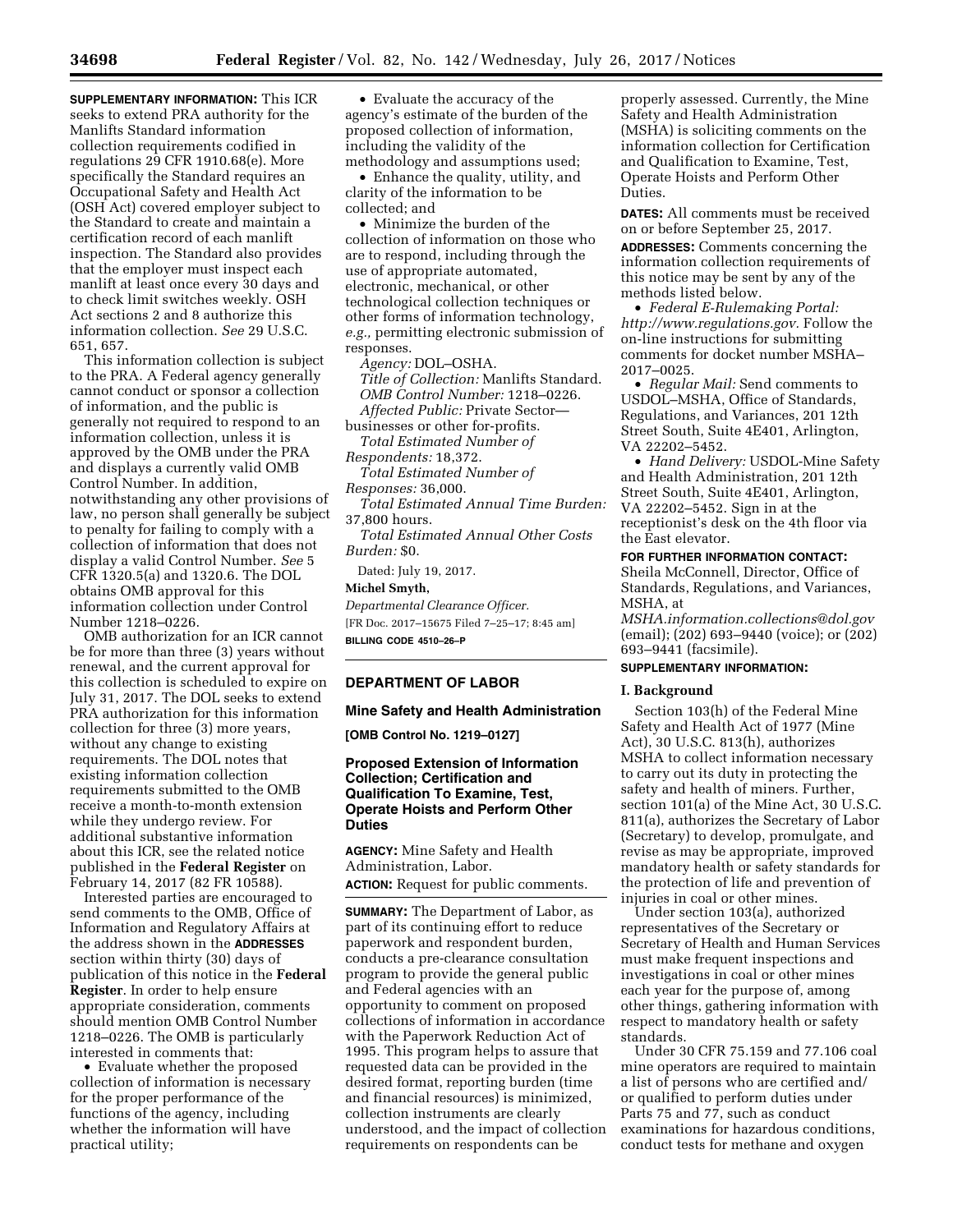**SUPPLEMENTARY INFORMATION:** This ICR seeks to extend PRA authority for the Manlifts Standard information collection requirements codified in regulations 29 CFR 1910.68(e). More specifically the Standard requires an Occupational Safety and Health Act (OSH Act) covered employer subject to the Standard to create and maintain a certification record of each manlift inspection. The Standard also provides that the employer must inspect each manlift at least once every 30 days and to check limit switches weekly. OSH Act sections 2 and 8 authorize this information collection. *See* 29 U.S.C. 651, 657.

This information collection is subject to the PRA. A Federal agency generally cannot conduct or sponsor a collection of information, and the public is generally not required to respond to an information collection, unless it is approved by the OMB under the PRA and displays a currently valid OMB Control Number. In addition, notwithstanding any other provisions of law, no person shall generally be subject to penalty for failing to comply with a collection of information that does not display a valid Control Number. *See* 5 CFR 1320.5(a) and 1320.6. The DOL obtains OMB approval for this information collection under Control Number 1218–0226.

OMB authorization for an ICR cannot be for more than three (3) years without renewal, and the current approval for this collection is scheduled to expire on July 31, 2017. The DOL seeks to extend PRA authorization for this information collection for three (3) more years, without any change to existing requirements. The DOL notes that existing information collection requirements submitted to the OMB receive a month-to-month extension while they undergo review. For additional substantive information about this ICR, see the related notice published in the **Federal Register** on February 14, 2017 (82 FR 10588).

Interested parties are encouraged to send comments to the OMB, Office of Information and Regulatory Affairs at the address shown in the **ADDRESSES** section within thirty (30) days of publication of this notice in the **Federal Register**. In order to help ensure appropriate consideration, comments should mention OMB Control Number 1218–0226. The OMB is particularly interested in comments that:

- Evaluate whether the proposed collection of information is necessary for the proper performance of the functions of the agency, including whether the information will have practical utility;
- Evaluate the accuracy of the agency's estimate of the burden of the proposed collection of information, including the validity of the methodology and assumptions used;
- Enhance the quality, utility, and clarity of the information to be collected; and
- Minimize the burden of the collection of information on those who are to respond, including through the use of appropriate automated, electronic, mechanical, or other technological collection techniques or other forms of information technology, *e.g.,* permitting electronic submission of responses.

*Agency:* DOL–OSHA.

*Title of Collection:* Manlifts Standard.

*OMB Control Number:* 1218–0226.

*Affected Public:* Private Sector—businesses or other for-profits.

*Total Estimated Number of Respondents:* 18,372.

*Total Estimated Number of Responses:* 36,000.

*Total Estimated Annual Time Burden:* 37,800 hours.

*Total Estimated Annual Other Costs Burden:* $0.

Dated: July 19, 2017.

**Michel Smyth,**

*Departmental Clearance Officer.*

[FR Doc. 2017–15675 Filed 7–25–17; 8:45 am]

**BILLING CODE 4510–26–P**

## DEPARTMENT OF LABOR

### Mine Safety and Health Administration

**[OMB Control No. 1219–0127]**

### Proposed Extension of Information Collection; Certification and Qualification To Examine, Test, Operate Hoists and Perform Other Duties

**AGENCY:** Mine Safety and Health Administration, Labor.

**ACTION:** Request for public comments.

**SUMMARY:** The Department of Labor, as part of its continuing effort to reduce paperwork and respondent burden, conducts a pre-clearance consultation program to provide the general public and Federal agencies with an opportunity to comment on proposed collections of information in accordance with the Paperwork Reduction Act of 1995. This program helps to assure that requested data can be provided in the desired format, reporting burden (time and financial resources) is minimized, collection instruments are clearly understood, and the impact of collection requirements on respondents can be properly assessed. Currently, the Mine Safety and Health Administration (MSHA) is soliciting comments on the information collection for Certification and Qualification to Examine, Test, Operate Hoists and Perform Other Duties.

**DATES:** All comments must be received on or before September 25, 2017.

**ADDRESSES:** Comments concerning the information collection requirements of this notice may be sent by any of the methods listed below.

- *Federal E-Rulemaking Portal: http://www.regulations.gov.* Follow the on-line instructions for submitting comments for docket number MSHA–2017–0025.
- *Regular Mail:* Send comments to USDOL–MSHA, Office of Standards, Regulations, and Variances, 201 12th Street South, Suite 4E401, Arlington, VA 22202–5452.
- *Hand Delivery:* USDOL-Mine Safety and Health Administration, 201 12th Street South, Suite 4E401, Arlington, VA 22202–5452. Sign in at the receptionist's desk on the 4th floor via the East elevator.

**FOR FURTHER INFORMATION CONTACT:** Sheila McConnell, Director, Office of Standards, Regulations, and Variances, MSHA, at *MSHA.information.collections@dol.gov* (email); (202) 693–9440 (voice); or (202) 693–9441 (facsimile).

**SUPPLEMENTARY INFORMATION:**

**I. Background**

Section 103(h) of the Federal Mine Safety and Health Act of 1977 (Mine Act), 30 U.S.C. 813(h), authorizes MSHA to collect information necessary to carry out its duty in protecting the safety and health of miners. Further, section 101(a) of the Mine Act, 30 U.S.C. 811(a), authorizes the Secretary of Labor (Secretary) to develop, promulgate, and revise as may be appropriate, improved mandatory health or safety standards for the protection of life and prevention of injuries in coal or other mines.

Under section 103(a), authorized representatives of the Secretary or Secretary of Health and Human Services must make frequent inspections and investigations in coal or other mines each year for the purpose of, among other things, gathering information with respect to mandatory health or safety standards.

Under 30 CFR 75.159 and 77.106 coal mine operators are required to maintain a list of persons who are certified and/or qualified to perform duties under Parts 75 and 77, such as conduct examinations for hazardous conditions, conduct tests for methane and oxygen